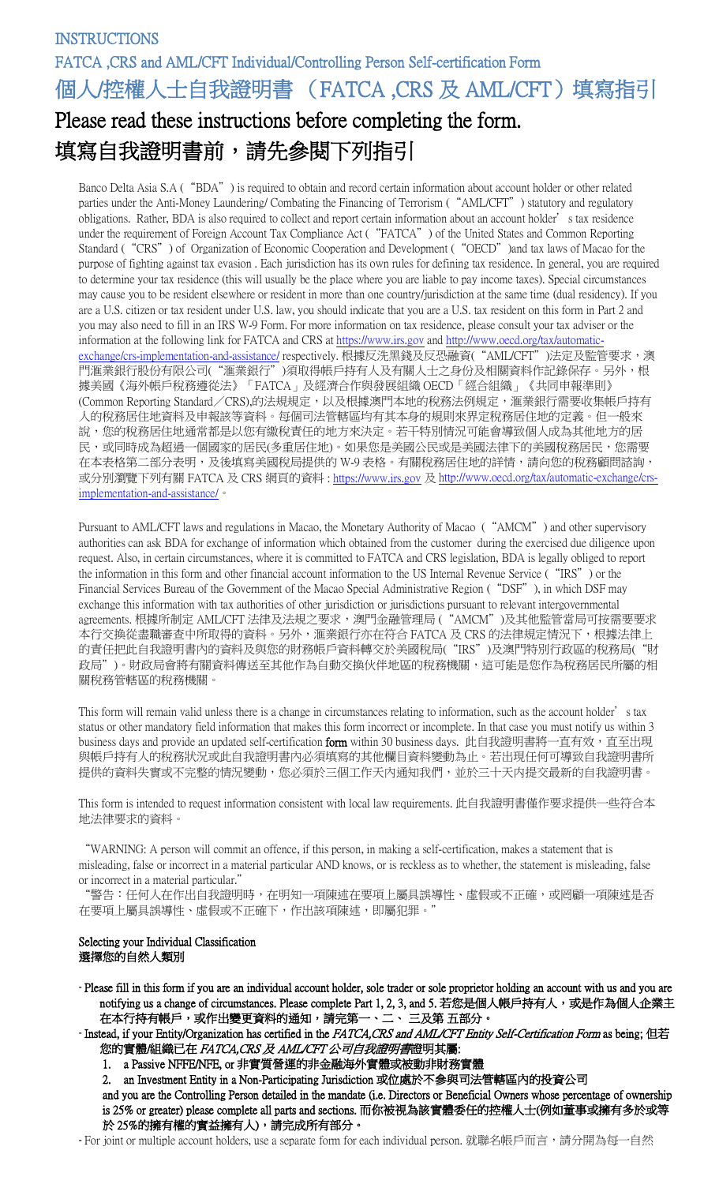INSTRUCTIONS

FATCA ,CRS and AML/CFT Individual/Controlling Person Self-certification Form

# 個人/控權人士自我證明書（FATCA ,CRS 及 AML/CFT）填寫指引

## Please read these instructions before completing the form.

## 填寫自我證明書前，請先參閱下列指引

Banco Delta Asia S.A (“BDA”) is required to obtain and record certain information about account holder or other related parties under the Anti-Money Laundering/ Combating the Financing of Terrorism (“AML/CFT”) statutory and regulatory obligations. Rather, BDA is also required to collect and report certain information about an account holder’s tax residence under the requirement of Foreign Account Tax Compliance Act (“FATCA”) of the United States and Common Reporting Standard (“CRS”) of Organization of Economic Cooperation and Development (“OECD”)and tax laws of Macao for the purpose of fighting against tax evasion . Each jurisdiction has its own rules for defining tax residence. In general, you are required to determine your tax residence (this will usually be the place where you are liable to pay income taxes). Special circumstances may cause you to be resident elsewhere or resident in more than one country/jurisdiction at the same time (dual residency). If you are a U.S. citizen or tax resident under U.S. law, you should indicate that you are a U.S. tax resident on this form in Part 2 and you may also need to fill in an IRS W-9 Form. For more information on tax residence, please consult your tax adviser or the information at the following link for FATCA and CRS at https://www.irs.gov and http://www.oecd.org/tax/automatic-exchange/crs-implementation-and-assistance/ respectively. 根據反洗黑錢及反恐融資(“AML/CFT”)法定及監管要求，澳門滙業銀行股份有限公司(“滙業銀行”)須取得帳戶持有人及有關人士之身份及相關資料作記錄保存。另外，根據美國《海外帳戶稅務遵從法》「FATCA」及經濟合作與發展組織 OECD「經合組織」《共同申報準則》(Common Reporting Standard／CRS),的法規規定，以及根據澳門本地的稅務法例規定，滙業銀行需要收集帳戶持有人的稅務居住地資料及申報該等資料。每個司法管轄區均有其本身的規則來界定稅務居住地的定義。但一般來說，您的稅務居住地通常都是以您有繳稅責任的地方來決定。若干特別情況可能會導致個人成為其他地方的居民，或同時成為超過一個國家的居民(多重居住地)。如果您是美國公民或是美國法律下的美國稅務居民，您需要在本表格第二部分表明，及後填寫美國稅局提供的 W-9 表格。有關稅務居住地的詳情，請向您的稅務顧問諮詢，或分別瀏覽下列有關 FATCA 及 CRS 網頁的資料：https://www.irs.gov 及 http://www.oecd.org/tax/automatic-exchange/crs-implementation-and-assistance/。

Pursuant to AML/CFT laws and regulations in Macao, the Monetary Authority of Macao (“AMCM”) and other supervisory authorities can ask BDA for exchange of information which obtained from the customer during the exercised due diligence upon request. Also, in certain circumstances, where it is committed to FATCA and CRS legislation, BDA is legally obliged to report the information in this form and other financial account information to the US Internal Revenue Service (“IRS”) or the Financial Services Bureau of the Government of the Macao Special Administrative Region (“DSF”), in which DSF may exchange this information with tax authorities of other jurisdiction or jurisdictions pursuant to relevant intergovernmental agreements. 根據所制定 AML/CFT 法律及法規之要求，澳門金融管理局(“AMCM”)及其他監管當局可按需要要求本行交換從盡職審查中所取得的資料。另外，滙業銀行亦在符合 FATCA 及 CRS 的法律規定情況下，根據法律上的責任把此自我證明書內的資料及與您的財務帳戶資料轉交於美國稅局(“IRS”)及澳門特別行政區的稅務局(“財政局”)。財政局會將有關資料傳送至其他作為自動交換伙伴地區的稅務機關，這可能是您作為稅務居民所屬的相關稅務管轄區的稅務機關。

This form will remain valid unless there is a change in circumstances relating to information, such as the account holder’s tax status or other mandatory field information that makes this form incorrect or incomplete. In that case you must notify us within 3 business days and provide an updated self-certification **form** within 30 business days. 此自我證明書將一直有效，直至出現與帳戶持有人的稅務狀況或此自我證明書內必須填寫的其他欄目資料變動為止。若出現任何可導致自我證明書所提供的資料失實或不完整的情況變動，您必須於三個工作天內通知我們，並於三十天內提交最新的自我證明書。

This form is intended to request information consistent with local law requirements. 此自我證明書僅作要求提供一些符合本地法律要求的資料。

“WARNING: A person will commit an offence, if this person, in making a self-certification, makes a statement that is misleading, false or incorrect in a material particular AND knows, or is reckless as to whether, the statement is misleading, false or incorrect in a material particular.”

“警告：任何人在作出自我證明時，在明知一項陳述在要項上屬具誤導性、虛假或不正確，或罔顧一項陳述是否在要項上屬具誤導性、虛假或不正確下，作出該項陳述，即屬犯罪。”

**Selecting your Individual Classification**
**選擇您的自然人類別**

- **Please fill in this form if you are an individual account holder, sole trader or sole proprietor holding an account with us and you are notifying us a change of circumstances. Please complete Part 1, 2, 3, and 5. 若您是個人帳戶持有人，或是作為個人企業主在本行持有帳戶，或作出變更資料的通知，請完第一、二、 三及第 五部分。**
- **Instead, if your Entity/Organization has certified in the *FATCA,CRS and AML/CFT Entity Self-Certification Form* as being; 但若您的實體/組織已在 *FATCA,CRS 及 AML/CFT 公司自我證明書*證明其屬:**
  1. **a Passive NFFE/NFE, or 非實質營運的非金融海外實體或被動非財務實體**
  2. **an Investment Entity in a Non-Participating Jurisdiction 或位處於不參與司法管轄區內的投資公司**

  **and you are the Controlling Person detailed in the mandate (i.e. Directors or Beneficial Owners whose percentage of ownership is 25% or greater) please complete all parts and sections. 而你被視為該實體委任的控權人士(例如董事或擁有多於或等於 25%的擁有權的實益擁有人)，請完成所有部分。**
- For joint or multiple account holders, use a separate form for each individual person. 就聯名帳戶而言，請分開為每一自然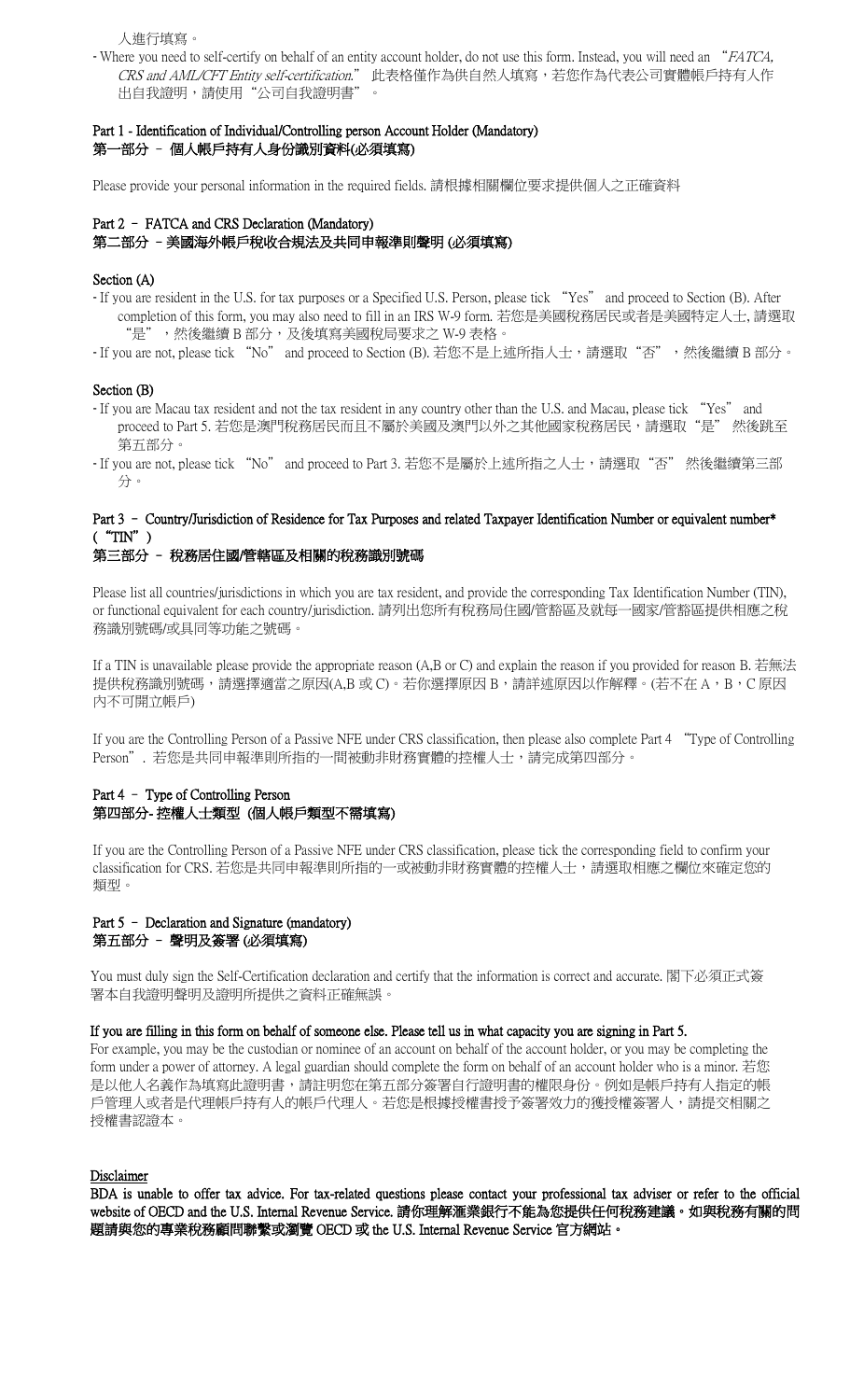人進行填寫。

- Where you need to self-certify on behalf of an entity account holder, do not use this form. Instead, you will need an *"FATCA, CRS and AML/CFT Entity self-certification."* 此表格僅作為供自然人填寫，若您作為代表公司實體帳戶持有人作出自我證明，請使用"公司自我證明書"。

**Part 1 - Identification of Individual/Controlling person Account Holder (Mandatory)**
**第一部分 – 個人帳戶持有人身份識別資料(必須填寫)**

Please provide your personal information in the required fields. 請根據相關欄位要求提供個人之正確資料

**Part 2 – FATCA and CRS Declaration (Mandatory)**
**第二部分 – 美國海外帳戶稅收合規法及共同申報準則聲明 (必須填寫)**

**Section (A)**

- If you are resident in the U.S. for tax purposes or a Specified U.S. Person, please tick "Yes" and proceed to Section (B). After completion of this form, you may also need to fill in an IRS W-9 form. 若您是美國稅務居民或者是美國特定人士, 請選取"是"，然後繼續 B 部分，及後填寫美國稅局要求之 W-9 表格。
- If you are not, please tick "No" and proceed to Section (B). 若您不是上述所指人士，請選取"否"，然後繼續 B 部分。

**Section (B)**

- If you are Macau tax resident and not the tax resident in any country other than the U.S. and Macau, please tick "Yes" and proceed to Part 5. 若您是澳門稅務居民而且不屬於美國及澳門以外之其他國家稅務居民，請選取"是" 然後跳至第五部分。
- If you are not, please tick "No" and proceed to Part 3. 若您不是屬於上述所指之人士，請選取"否" 然後繼續第三部分。

**Part 3 – Country/Jurisdiction of Residence for Tax Purposes and related Taxpayer Identification Number or equivalent number\* ("TIN")**
**第三部分 – 稅務居住國/管轄區及相關的稅務識別號碼**

Please list all countries/jurisdictions in which you are tax resident, and provide the corresponding Tax Identification Number (TIN), or functional equivalent for each country/jurisdiction. 請列出您所有稅務居住國/管豁區及就每一國家/管豁區提供相應之稅務識別號碼/或具同等功能之號碼。

If a TIN is unavailable please provide the appropriate reason (A,B or C) and explain the reason if you provided for reason B. 若無法提供稅務識別號碼，請選擇適當之原因(A,B 或 C)。若你選擇原因 B，請詳述原因以作解釋。(若不在 A，B，C 原因內不可開立帳戶)

If you are the Controlling Person of a Passive NFE under CRS classification, then please also complete Part 4 "Type of Controlling Person". 若您是共同申報準則所指的一間被動非財務實體的控權人士，請完成第四部分。

**Part 4 – Type of Controlling Person**
**第四部分- 控權人士類型 (個人帳戶類型不需填寫)**

If you are the Controlling Person of a Passive NFE under CRS classification, please tick the corresponding field to confirm your classification for CRS. 若您是共同申報準則所指的一或被動非財務實體的控權人士，請選取相應之欄位來確定您的類型。

**Part 5 – Declaration and Signature (mandatory)**
**第五部分 – 聲明及簽署 (必須填寫)**

You must duly sign the Self-Certification declaration and certify that the information is correct and accurate. 閣下必須正式簽署本自我證明聲明及證明所提供之資料正確無誤。

**If you are filling in this form on behalf of someone else. Please tell us in what capacity you are signing in Part 5.**
For example, you may be the custodian or nominee of an account on behalf of the account holder, or you may be completing the form under a power of attorney. A legal guardian should complete the form on behalf of an account holder who is a minor. 若您是以他人名義作為填寫此證明書，請註明您在第五部分簽署自行證明書的權限身份。例如是帳戶持有人指定的帳戶管理人或者是代理帳戶持有人的帳戶代理人。若您是根據授權書授予簽署效力的獲授權簽署人，請提交相關之授權書認證本。

<u>Disclaimer</u>

**BDA is unable to offer tax advice. For tax-related questions please contact your professional tax adviser or refer to the official website of OECD and the U.S. Internal Revenue Service. 請你理解滙業銀行不能為您提供任何稅務建議。如與稅務有關的問題請與您的專業稅務顧問聯繫或瀏覽 OECD 或 the U.S. Internal Revenue Service 官方網站。**